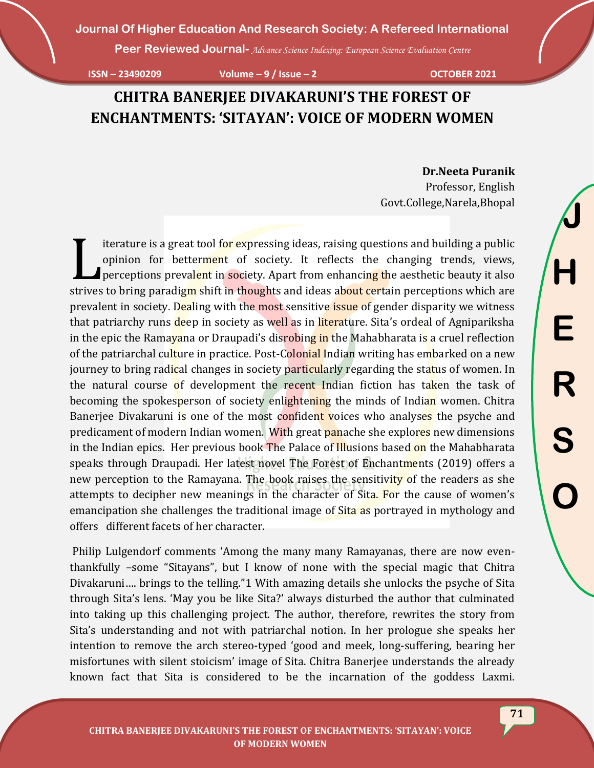# CHITRA BANERJEE DIVAKARUNI'S THE FOREST OF ENCHANTMENTS: 'SITAYAN': VOICE OF MODERN WOMEN

**Dr.Neeta Puranik**
Professor, English
Govt.College,Narela,Bhopal

Literature is a great tool for expressing ideas, raising questions and building a public opinion for betterment of society. It reflects the changing trends, views, perceptions prevalent in society. Apart from enhancing the aesthetic beauty it also strives to bring paradigm shift in thoughts and ideas about certain perceptions which are prevalent in society. Dealing with the most sensitive issue of gender disparity we witness that patriarchy runs deep in society as well as in literature. Sita's ordeal of Agnipariksha in the epic the Ramayana or Draupadi's disrobing in the Mahabharata is a cruel reflection of the patriarchal culture in practice. Post-Colonial Indian writing has embarked on a new journey to bring radical changes in society particularly regarding the status of women. In the natural course of development the recent Indian fiction has taken the task of becoming the spokesperson of society enlightening the minds of Indian women. Chitra Banerjee Divakaruni is one of the most confident voices who analyses the psyche and predicament of modern Indian women. With great panache she explores new dimensions in the Indian epics. Her previous book The Palace of Illusions based on the Mahabharata speaks through Draupadi. Her latest novel The Forest of Enchantments (2019) offers a new perception to the Ramayana. The book raises the sensitivity of the readers as she attempts to decipher new meanings in the character of Sita. For the cause of women's emancipation she challenges the traditional image of Sita as portrayed in mythology and offers different facets of her character.

Philip Lulgendorf comments 'Among the many many Ramayanas, there are now even-thankfully –some "Sitayans", but I know of none with the special magic that Chitra Divakaruni…. brings to the telling."1 With amazing details she unlocks the psyche of Sita through Sita's lens. 'May you be like Sita?' always disturbed the author that culminated into taking up this challenging project. The author, therefore, rewrites the story from Sita's understanding and not with patriarchal notion. In her prologue she speaks her intention to remove the arch stereo-typed 'good and meek, long-suffering, bearing her misfortunes with silent stoicism' image of Sita. Chitra Banerjee understands the already known fact that Sita is considered to be the incarnation of the goddess Laxmi.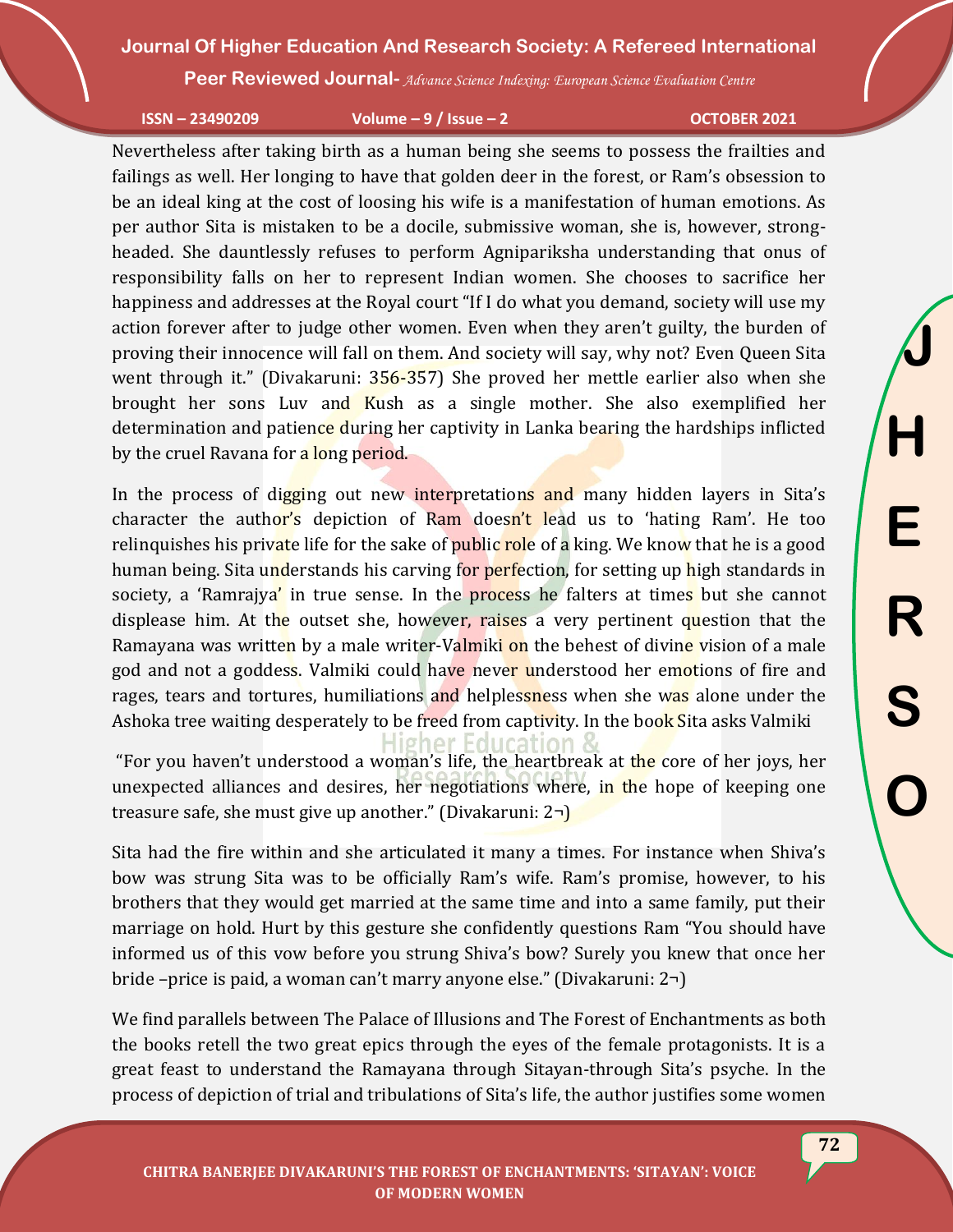Nevertheless after taking birth as a human being she seems to possess the frailties and failings as well. Her longing to have that golden deer in the forest, or Ram's obsession to be an ideal king at the cost of loosing his wife is a manifestation of human emotions. As per author Sita is mistaken to be a docile, submissive woman, she is, however, strong-headed. She dauntlessly refuses to perform Agnipariksha understanding that onus of responsibility falls on her to represent Indian women. She chooses to sacrifice her happiness and addresses at the Royal court "If I do what you demand, society will use my action forever after to judge other women. Even when they aren't guilty, the burden of proving their innocence will fall on them. And society will say, why not? Even Queen Sita went through it." (Divakaruni: 356-357) She proved her mettle earlier also when she brought her sons Luv and Kush as a single mother. She also exemplified her determination and patience during her captivity in Lanka bearing the hardships inflicted by the cruel Ravana for a long period.

In the process of digging out new interpretations and many hidden layers in Sita's character the author's depiction of Ram doesn't lead us to 'hating Ram'. He too relinquishes his private life for the sake of public role of a king. We know that he is a good human being. Sita understands his carving for perfection, for setting up high standards in society, a 'Ramrajya' in true sense. In the process he falters at times but she cannot displease him. At the outset she, however, raises a very pertinent question that the Ramayana was written by a male writer-Valmiki on the behest of divine vision of a male god and not a goddess. Valmiki could have never understood her emotions of fire and rages, tears and tortures, humiliations and helplessness when she was alone under the Ashoka tree waiting desperately to be freed from captivity. In the book Sita asks Valmiki

"For you haven't understood a woman's life, the heartbreak at the core of her joys, her unexpected alliances and desires, her negotiations where, in the hope of keeping one treasure safe, she must give up another." (Divakaruni: 2¬)

Sita had the fire within and she articulated it many a times. For instance when Shiva's bow was strung Sita was to be officially Ram's wife. Ram's promise, however, to his brothers that they would get married at the same time and into a same family, put their marriage on hold. Hurt by this gesture she confidently questions Ram "You should have informed us of this vow before you strung Shiva's bow? Surely you knew that once her bride –price is paid, a woman can't marry anyone else." (Divakaruni: 2¬)

We find parallels between The Palace of Illusions and The Forest of Enchantments as both the books retell the two great epics through the eyes of the female protagonists. It is a great feast to understand the Ramayana through Sitayan-through Sita's psyche. In the process of depiction of trial and tribulations of Sita's life, the author justifies some women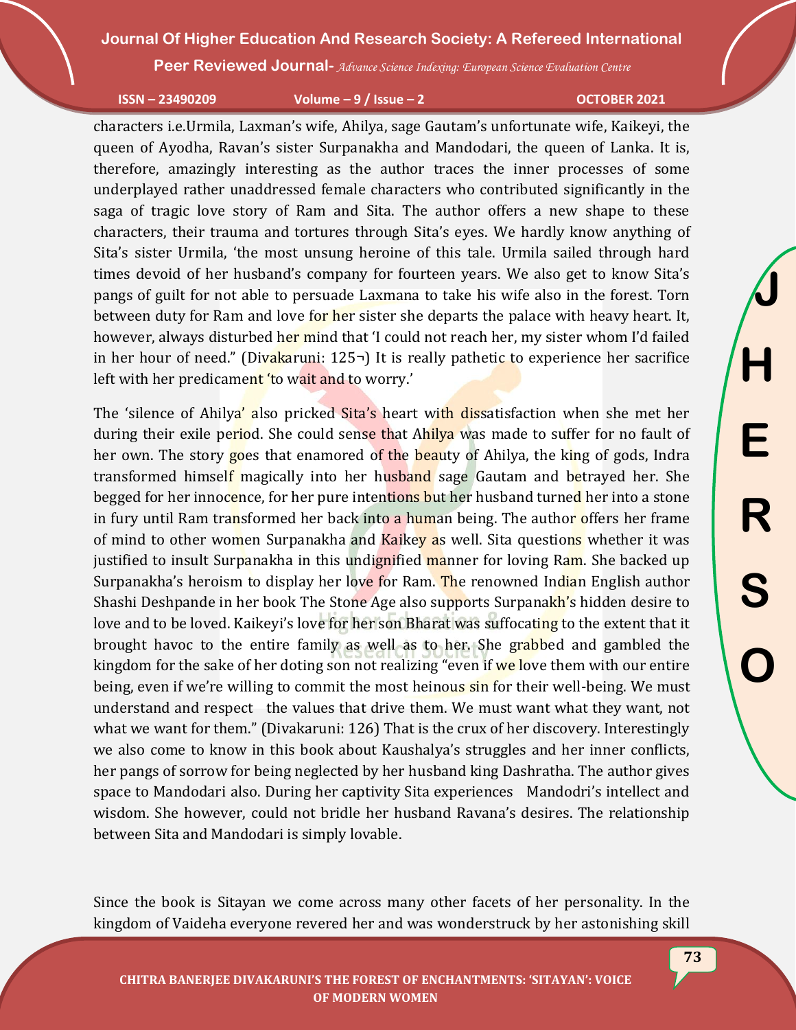characters i.e.Urmila, Laxman's wife, Ahilya, sage Gautam's unfortunate wife, Kaikeyi, the queen of Ayodha, Ravan's sister Surpanakha and Mandodari, the queen of Lanka. It is, therefore, amazingly interesting as the author traces the inner processes of some underplayed rather unaddressed female characters who contributed significantly in the saga of tragic love story of Ram and Sita. The author offers a new shape to these characters, their trauma and tortures through Sita's eyes. We hardly know anything of Sita's sister Urmila, 'the most unsung heroine of this tale. Urmila sailed through hard times devoid of her husband's company for fourteen years. We also get to know Sita's pangs of guilt for not able to persuade Laxmana to take his wife also in the forest. Torn between duty for Ram and love for her sister she departs the palace with heavy heart. It, however, always disturbed her mind that 'I could not reach her, my sister whom I'd failed in her hour of need." (Divakaruni: 125¬) It is really pathetic to experience her sacrifice left with her predicament 'to wait and to worry.'

The 'silence of Ahilya' also pricked Sita's heart with dissatisfaction when she met her during their exile period. She could sense that Ahilya was made to suffer for no fault of her own. The story goes that enamored of the beauty of Ahilya, the king of gods, Indra transformed himself magically into her husband sage Gautam and betrayed her. She begged for her innocence, for her pure intentions but her husband turned her into a stone in fury until Ram transformed her back into a human being. The author offers her frame of mind to other women Surpanakha and Kaikey as well. Sita questions whether it was justified to insult Surpanakha in this undignified manner for loving Ram. She backed up Surpanakha's heroism to display her love for Ram. The renowned Indian English author Shashi Deshpande in her book The Stone Age also supports Surpanakh's hidden desire to love and to be loved. Kaikeyi's love for her son Bharat was suffocating to the extent that it brought havoc to the entire family as well as to her. She grabbed and gambled the kingdom for the sake of her doting son not realizing "even if we love them with our entire being, even if we're willing to commit the most heinous sin for their well-being. We must understand and respect the values that drive them. We must want what they want, not what we want for them." (Divakaruni: 126) That is the crux of her discovery. Interestingly we also come to know in this book about Kaushalya's struggles and her inner conflicts, her pangs of sorrow for being neglected by her husband king Dashratha. The author gives space to Mandodari also. During her captivity Sita experiences Mandodri's intellect and wisdom. She however, could not bridle her husband Ravana's desires. The relationship between Sita and Mandodari is simply lovable.

Since the book is Sitayan we come across many other facets of her personality. In the kingdom of Vaideha everyone revered her and was wonderstruck by her astonishing skill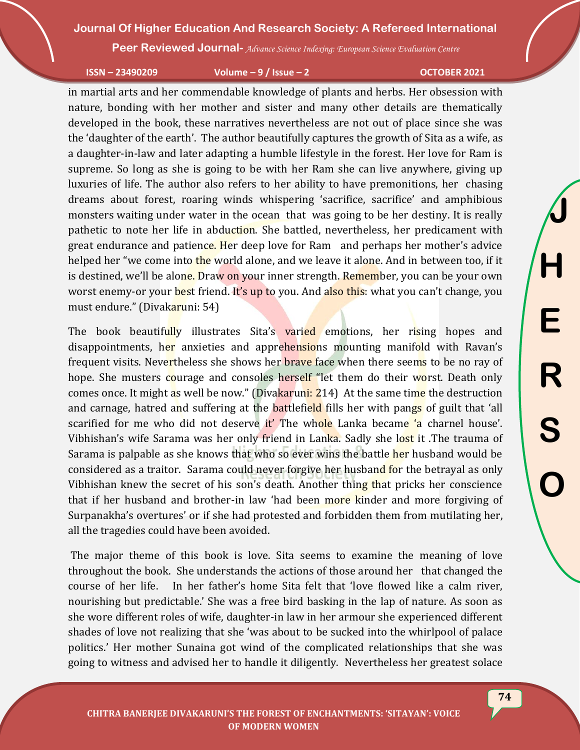in martial arts and her commendable knowledge of plants and herbs. Her obsession with nature, bonding with her mother and sister and many other details are thematically developed in the book, these narratives nevertheless are not out of place since she was the 'daughter of the earth'. The author beautifully captures the growth of Sita as a wife, as a daughter-in-law and later adapting a humble lifestyle in the forest. Her love for Ram is supreme. So long as she is going to be with her Ram she can live anywhere, giving up luxuries of life. The author also refers to her ability to have premonitions, her chasing dreams about forest, roaring winds whispering 'sacrifice, sacrifice' and amphibious monsters waiting under water in the ocean that was going to be her destiny. It is really pathetic to note her life in abduction. She battled, nevertheless, her predicament with great endurance and patience. Her deep love for Ram and perhaps her mother's advice helped her "we come into the world alone, and we leave it alone. And in between too, if it is destined, we'll be alone. Draw on your inner strength. Remember, you can be your own worst enemy-or your best friend. It's up to you. And also this: what you can't change, you must endure." (Divakaruni: 54)

The book beautifully illustrates Sita's varied emotions, her rising hopes and disappointments, her anxieties and apprehensions mounting manifold with Ravan's frequent visits. Nevertheless she shows her brave face when there seems to be no ray of hope. She musters courage and consoles herself "let them do their worst. Death only comes once. It might as well be now." (Divakaruni: 214) At the same time the destruction and carnage, hatred and suffering at the battlefield fills her with pangs of guilt that 'all scarified for me who did not deserve it' The whole Lanka became 'a charnel house'. Vibhishan's wife Sarama was her only friend in Lanka. Sadly she lost it .The trauma of Sarama is palpable as she knows that who so ever wins the battle her husband would be considered as a traitor. Sarama could never forgive her husband for the betrayal as only Vibhishan knew the secret of his son's death. Another thing that pricks her conscience that if her husband and brother-in law 'had been more kinder and more forgiving of Surpanakha's overtures' or if she had protested and forbidden them from mutilating her, all the tragedies could have been avoided.

The major theme of this book is love. Sita seems to examine the meaning of love throughout the book. She understands the actions of those around her that changed the course of her life. In her father's home Sita felt that 'love flowed like a calm river, nourishing but predictable.' She was a free bird basking in the lap of nature. As soon as she wore different roles of wife, daughter-in law in her armour she experienced different shades of love not realizing that she 'was about to be sucked into the whirlpool of palace politics.' Her mother Sunaina got wind of the complicated relationships that she was going to witness and advised her to handle it diligently. Nevertheless her greatest solace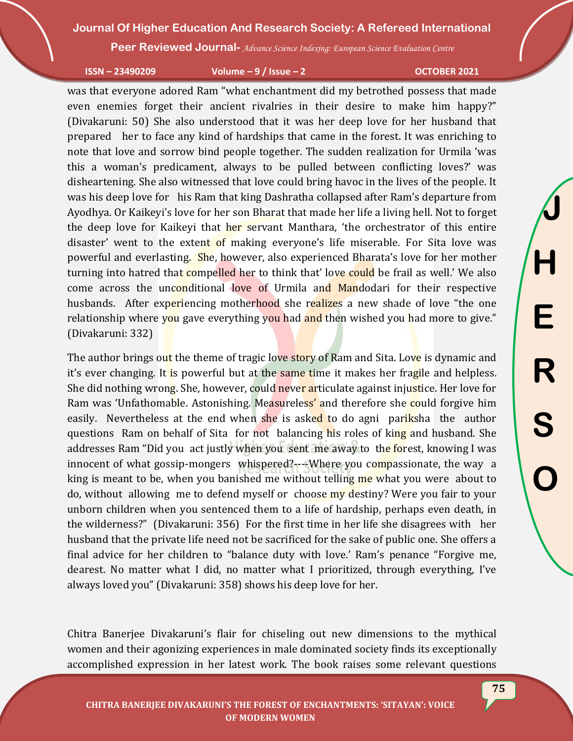was that everyone adored Ram "what enchantment did my betrothed possess that made even enemies forget their ancient rivalries in their desire to make him happy?" (Divakaruni: 50) She also understood that it was her deep love for her husband that prepared her to face any kind of hardships that came in the forest. It was enriching to note that love and sorrow bind people together. The sudden realization for Urmila 'was this a woman's predicament, always to be pulled between conflicting loves?' was disheartening. She also witnessed that love could bring havoc in the lives of the people. It was his deep love for his Ram that king Dashratha collapsed after Ram's departure from Ayodhya. Or Kaikeyi's love for her son Bharat that made her life a living hell. Not to forget the deep love for Kaikeyi that her servant Manthara, 'the orchestrator of this entire disaster' went to the extent of making everyone's life miserable. For Sita love was powerful and everlasting. She, however, also experienced Bharata's love for her mother turning into hatred that compelled her to think that' love could be frail as well.' We also come across the unconditional love of Urmila and Mandodari for their respective husbands. After experiencing motherhood she realizes a new shade of love "the one relationship where you gave everything you had and then wished you had more to give." (Divakaruni: 332)

The author brings out the theme of tragic love story of Ram and Sita. Love is dynamic and it's ever changing. It is powerful but at the same time it makes her fragile and helpless. She did nothing wrong. She, however, could never articulate against injustice. Her love for Ram was 'Unfathomable. Astonishing. Measureless' and therefore she could forgive him easily. Nevertheless at the end when she is asked to do agni pariksha the author questions Ram on behalf of Sita for not balancing his roles of king and husband. She addresses Ram "Did you act justly when you sent me away to the forest, knowing I was innocent of what gossip-mongers whispered?---Where you compassionate, the way a king is meant to be, when you banished me without telling me what you were about to do, without allowing me to defend myself or choose my destiny? Were you fair to your unborn children when you sentenced them to a life of hardship, perhaps even death, in the wilderness?" (Divakaruni: 356) For the first time in her life she disagrees with her husband that the private life need not be sacrificed for the sake of public one. She offers a final advice for her children to "balance duty with love.' Ram's penance "Forgive me, dearest. No matter what I did, no matter what I prioritized, through everything, I've always loved you" (Divakaruni: 358) shows his deep love for her.

Chitra Banerjee Divakaruni's flair for chiseling out new dimensions to the mythical women and their agonizing experiences in male dominated society finds its exceptionally accomplished expression in her latest work. The book raises some relevant questions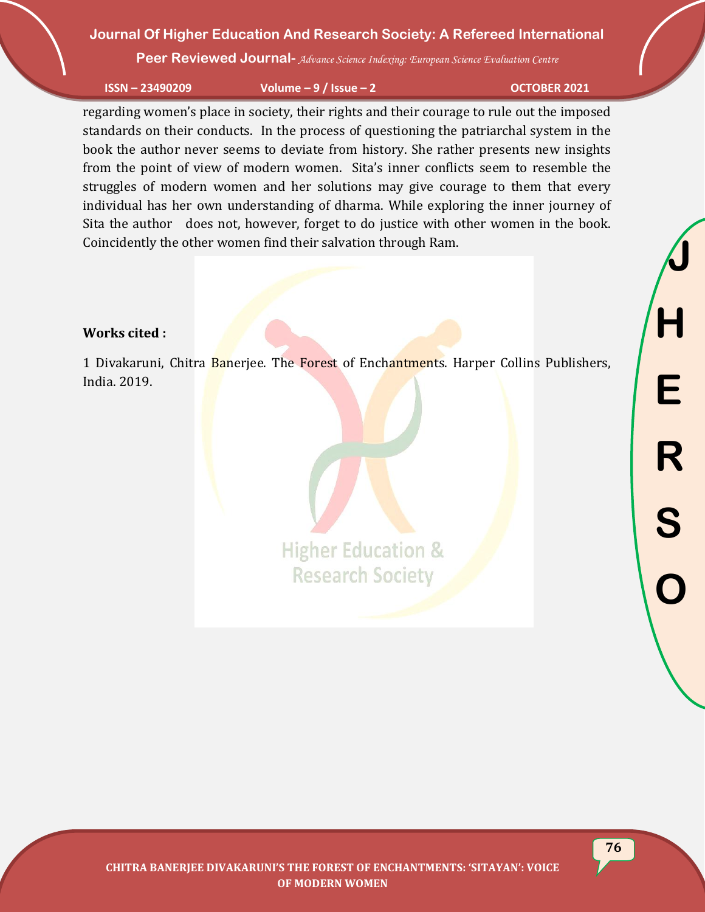regarding women's place in society, their rights and their courage to rule out the imposed standards on their conducts. In the process of questioning the patriarchal system in the book the author never seems to deviate from history. She rather presents new insights from the point of view of modern women. Sita's inner conflicts seem to resemble the struggles of modern women and her solutions may give courage to them that every individual has her own understanding of dharma. While exploring the inner journey of Sita the author does not, however, forget to do justice with other women in the book. Coincidently the other women find their salvation through Ram.

**Works cited :**

1 Divakaruni, Chitra Banerjee. The Forest of Enchantments. Harper Collins Publishers, India. 2019.